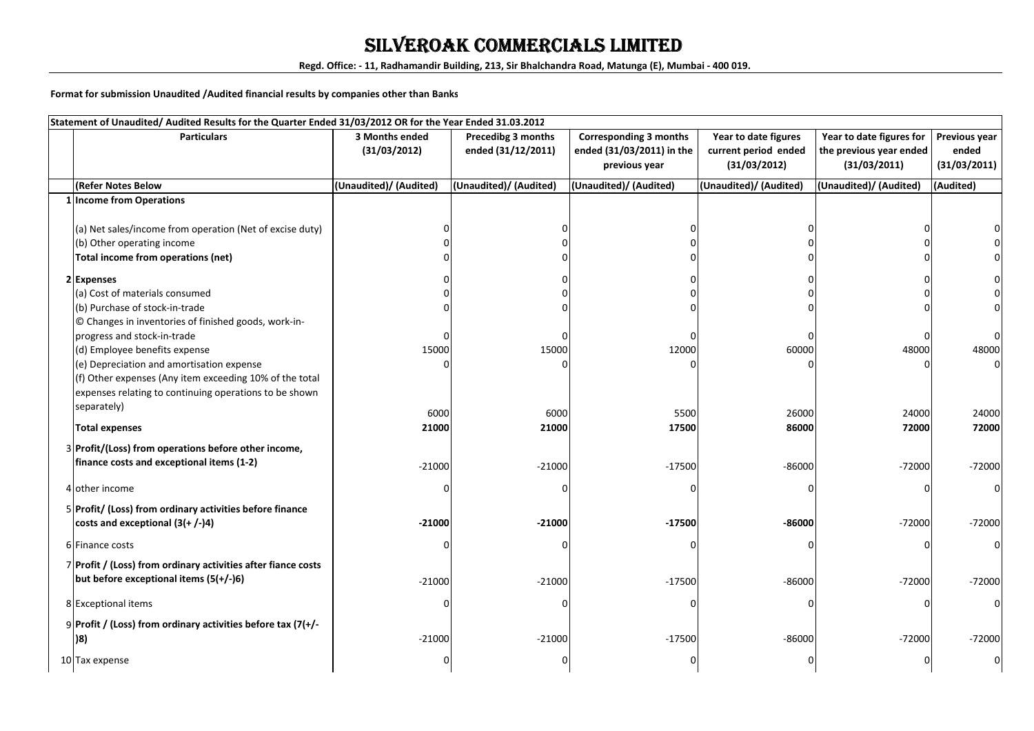# SILVEROAK COMMERCIALS LIMITED

**Regd. Office: - 11, Radhamandir Building, 213, Sir Bhalchandra Road, Matunga (E), Mumbai - 400 019.**

**Format for submission Unaudited /Audited financial results by companies other than Banks**

| | Statement of Unaudited/ Audited Results for the Quarter Ended 31/03/2012 OR for the Year Ended 31.03.2012 | | | | | | |
|---|---|---|---|---|---|---|---|
| | **Particulars** | **3 Months ended (31/03/2012)** | **Precedibg 3 months ended (31/12/2011)** | **Corresponding 3 months ended (31/03/2011) in the previous year** | **Year to date figures current period ended (31/03/2012)** | **Year to date figures for the previous year ended (31/03/2011)** | **Previous year ended (31/03/2011)** |
| | **(Refer Notes Below** | **(Unaudited)/ (Audited)** | **(Unaudited)/ (Audited)** | **(Unaudited)/ (Audited)** | **(Unaudited)/ (Audited)** | **(Unaudited)/ (Audited)** | **(Audited)** |
| 1 | **Income from Operations** | | | | | | |
| | (a) Net sales/income from operation (Net of excise duty) | 0 | 0 | 0 | 0 | 0 | 0 |
| | (b) Other operating income | 0 | 0 | 0 | 0 | 0 | 0 |
| | **Total income from operations (net)** | 0 | 0 | 0 | 0 | 0 | 0 |
| 2 | **Expenses** | 0 | 0 | 0 | 0 | 0 | 0 |
| | (a) Cost of materials consumed | 0 | 0 | 0 | 0 | 0 | 0 |
| | (b) Purchase of stock-in-trade | 0 | 0 | 0 | 0 | 0 | 0 |
| | © Changes in inventories of finished goods, work-in-progress and stock-in-trade | 0 | 0 | 0 | 0 | 0 | 0 |
| | (d) Employee benefits expense | 15000 | 15000 | 12000 | 60000 | 48000 | 48000 |
| | (e) Depreciation and amortisation expense | 0 | 0 | 0 | 0 | 0 | 0 |
| | (f) Other expenses (Any item exceeding 10% of the total expenses relating to continuing operations to be shown separately) | 6000 | 6000 | 5500 | 26000 | 24000 | 24000 |
| | **Total expenses** | **21000** | **21000** | **17500** | **86000** | **72000** | **72000** |
| 3 | **Profit/(Loss) from operations before other income, finance costs and exceptional items (1-2)** | -21000 | -21000 | -17500 | -86000 | -72000 | -72000 |
| 4 | other income | 0 | 0 | 0 | 0 | 0 | 0 |
| 5 | **Profit/ (Loss) from ordinary activities before finance costs and exceptional (3(+ /-)4)** | **-21000** | **-21000** | **-17500** | **-86000** | -72000 | -72000 |
| 6 | Finance costs | 0 | 0 | 0 | 0 | 0 | 0 |
| 7 | **Profit / (Loss) from ordinary activities after fiance costs but before exceptional items (5(+/-)6)** | -21000 | -21000 | -17500 | -86000 | -72000 | -72000 |
| 8 | Exceptional items | 0 | 0 | 0 | 0 | 0 | 0 |
| 9 | **Profit / (Loss) from ordinary activities before tax (7(+/-)8)** | -21000 | -21000 | -17500 | -86000 | -72000 | -72000 |
| 10 | Tax expense | 0 | 0 | 0 | 0 | 0 | 0 |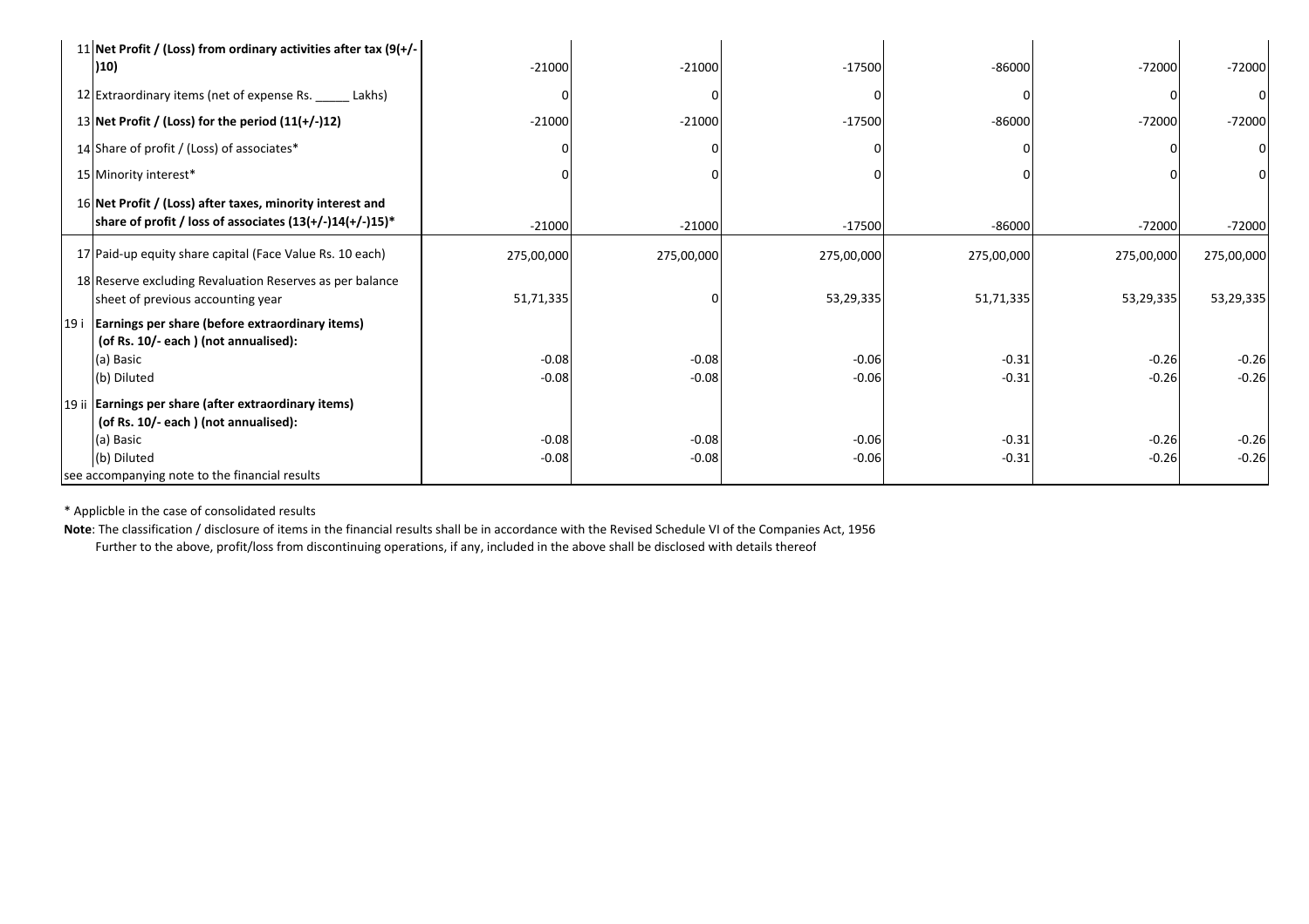| | | | | | | | |
|---|---|---|---|---|---|---|---|
| 11 | **Net Profit / (Loss) from ordinary activities after tax (9(+/-)10)** | -21000 | -21000 | -17500 | -86000 | -72000 | -72000 |
| 12 | Extraordinary items (net of expense Rs. _____ Lakhs) | 0 | 0 | 0 | 0 | 0 | 0 |
| 13 | **Net Profit / (Loss) for the period (11(+/-)12)** | -21000 | -21000 | -17500 | -86000 | -72000 | -72000 |
| 14 | Share of profit / (Loss) of associates* | 0 | 0 | 0 | 0 | 0 | 0 |
| 15 | Minority interest* | 0 | 0 | 0 | 0 | 0 | 0 |
| 16 | **Net Profit / (Loss) after taxes, minority interest and share of profit / loss of associates (13(+/-)14(+/-)15)*** | -21000 | -21000 | -17500 | -86000 | -72000 | -72000 |
| 17 | Paid-up equity share capital (Face Value Rs. 10 each) | 275,00,000 | 275,00,000 | 275,00,000 | 275,00,000 | 275,00,000 | 275,00,000 |
| 18 | Reserve excluding Revaluation Reserves as per balance sheet of previous accounting year | 51,71,335 | 0 | 53,29,335 | 51,71,335 | 53,29,335 | 53,29,335 |
| 19 i | **Earnings per share (before extraordinary items) (of Rs. 10/- each ) (not annualised):** | | | | | | |
| | (a) Basic | -0.08 | -0.08 | -0.06 | -0.31 | -0.26 | -0.26 |
| | (b) Diluted | -0.08 | -0.08 | -0.06 | -0.31 | -0.26 | -0.26 |
| 19 ii | **Earnings per share (after extraordinary items) (of Rs. 10/- each ) (not annualised):** | | | | | | |
| | (a) Basic | -0.08 | -0.08 | -0.06 | -0.31 | -0.26 | -0.26 |
| | (b) Diluted | -0.08 | -0.08 | -0.06 | -0.31 | -0.26 | -0.26 |
| | see accompanying note to the financial results | | | | | | |

* Applicble in the case of consolidated results

**Note**: The classification / disclosure of items in the financial results shall be in accordance with the Revised Schedule VI of the Companies Act, 1956

Further to the above, profit/loss from discontinuing operations, if any, included in the above shall be disclosed with details thereof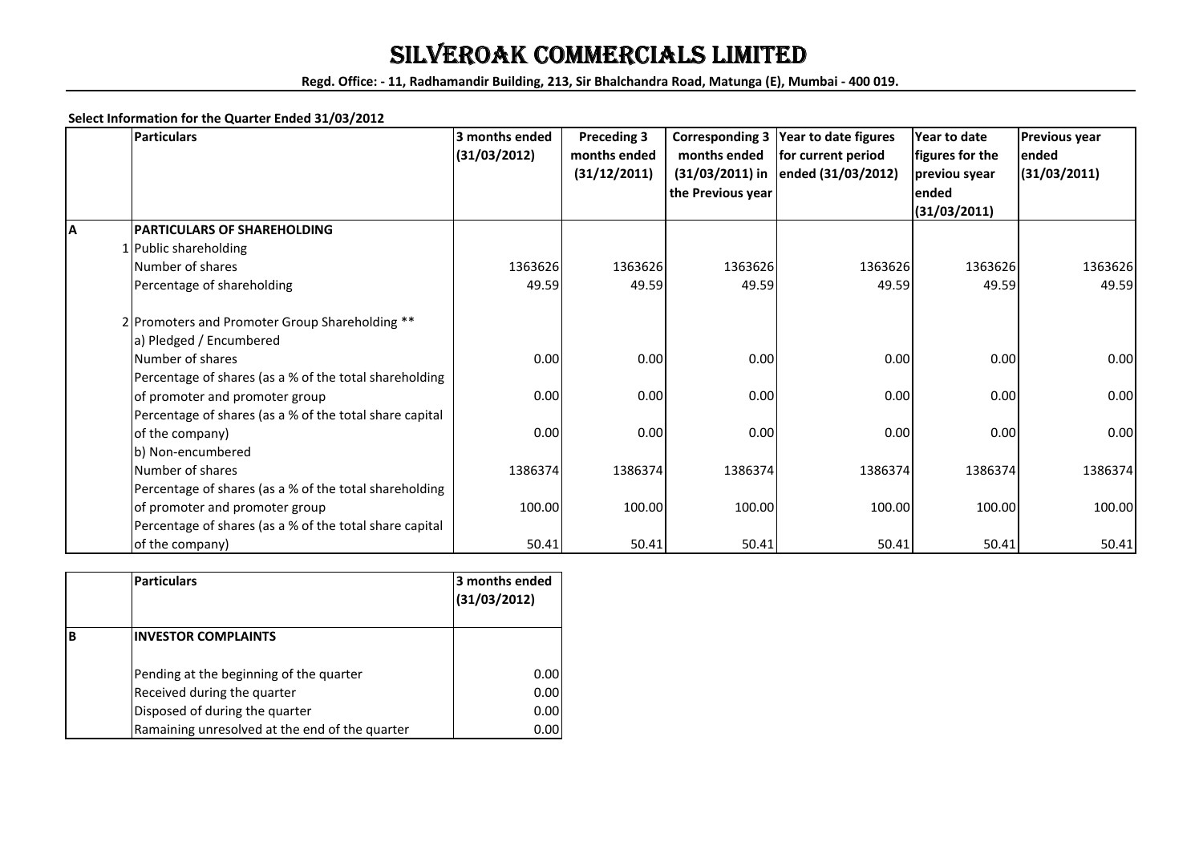# SILVEROAK COMMERCIALS LIMITED

**Regd. Office: - 11, Radhamandir Building, 213, Sir Bhalchandra Road, Matunga (E), Mumbai - 400 019.**

**Select Information for the Quarter Ended 31/03/2012**

| | Particulars | 3 months ended (31/03/2012) | Preceding 3 months ended (31/12/2011) | Corresponding 3 months ended (31/03/2011) in the Previous year | Year to date figures for current period ended (31/03/2012) | Year to date figures for the previou syear ended (31/03/2011) | Previous year ended (31/03/2011) |
|---|---|---|---|---|---|---|---|
| A | **PARTICULARS OF SHAREHOLDING** | | | | | | |
| 1 | Public shareholding | | | | | | |
| | Number of shares | 1363626 | 1363626 | 1363626 | 1363626 | 1363626 | 1363626 |
| | Percentage of shareholding | 49.59 | 49.59 | 49.59 | 49.59 | 49.59 | 49.59 |
| 2 | Promoters and Promoter Group Shareholding ** | | | | | | |
| | a) Pledged / Encumbered | | | | | | |
| | Number of shares | 0.00 | 0.00 | 0.00 | 0.00 | 0.00 | 0.00 |
| | Percentage of shares (as a % of the total shareholding of promoter and promoter group | 0.00 | 0.00 | 0.00 | 0.00 | 0.00 | 0.00 |
| | Percentage of shares (as a % of the total share capital of the company) | 0.00 | 0.00 | 0.00 | 0.00 | 0.00 | 0.00 |
| | b) Non-encumbered | | | | | | |
| | Number of shares | 1386374 | 1386374 | 1386374 | 1386374 | 1386374 | 1386374 |
| | Percentage of shares (as a % of the total shareholding of promoter and promoter group | 100.00 | 100.00 | 100.00 | 100.00 | 100.00 | 100.00 |
| | Percentage of shares (as a % of the total share capital of the company) | 50.41 | 50.41 | 50.41 | 50.41 | 50.41 | 50.41 |

| | Particulars | 3 months ended (31/03/2012) |
|---|---|---|
| B | **INVESTOR COMPLAINTS** | |
| | Pending at the beginning of the quarter | 0.00 |
| | Received during the quarter | 0.00 |
| | Disposed of during the quarter | 0.00 |
| | Ramaining unresolved at the end of the quarter | 0.00 |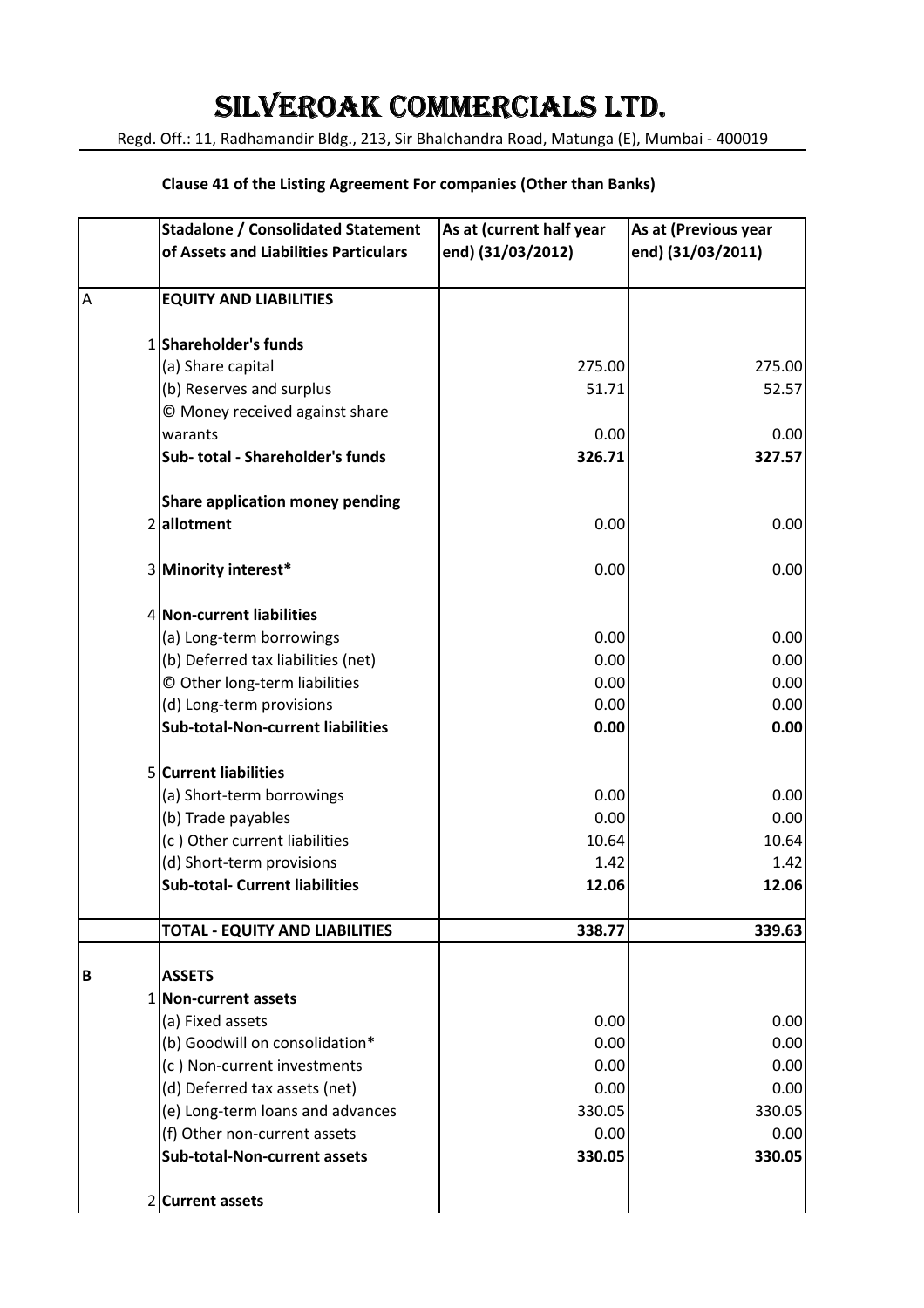# SILVEROAK COMMERCIALS LTD.

Regd. Off.: 11, Radhamandir Bldg., 213, Sir Bhalchandra Road, Matunga (E), Mumbai - 400019

**Clause 41 of the Listing Agreement For companies (Other than Banks)**

| | **Stadalone / Consolidated Statement of Assets and Liabilities Particulars** | **As at (current half year end) (31/03/2012)** | **As at (Previous year end) (31/03/2011)** |
|---|---|---|---|
| A | **EQUITY AND LIABILITIES** | | |
| 1 | **Shareholder's funds** | | |
| | (a) Share capital | 275.00 | 275.00 |
| | (b) Reserves and surplus | 51.71 | 52.57 |
| | © Money received against share warants | 0.00 | 0.00 |
| | **Sub- total - Shareholder's funds** | **326.71** | **327.57** |
| 2 | **Share application money pending allotment** | 0.00 | 0.00 |
| 3 | **Minority interest*** | 0.00 | 0.00 |
| 4 | **Non-current liabilities** | | |
| | (a) Long-term borrowings | 0.00 | 0.00 |
| | (b) Deferred tax liabilities (net) | 0.00 | 0.00 |
| | © Other long-term liabilities | 0.00 | 0.00 |
| | (d) Long-term provisions | 0.00 | 0.00 |
| | **Sub-total-Non-current liabilities** | **0.00** | **0.00** |
| 5 | **Current liabilities** | | |
| | (a) Short-term borrowings | 0.00 | 0.00 |
| | (b) Trade payables | 0.00 | 0.00 |
| | (c ) Other current liabilities | 10.64 | 10.64 |
| | (d) Short-term provisions | 1.42 | 1.42 |
| | **Sub-total- Current liabilities** | **12.06** | **12.06** |
| | **TOTAL - EQUITY AND LIABILITIES** | **338.77** | **339.63** |
| **B** | **ASSETS** | | |
| 1 | **Non-current assets** | | |
| | (a) Fixed assets | 0.00 | 0.00 |
| | (b) Goodwill on consolidation* | 0.00 | 0.00 |
| | (c ) Non-current investments | 0.00 | 0.00 |
| | (d) Deferred tax assets (net) | 0.00 | 0.00 |
| | (e) Long-term loans and advances | 330.05 | 330.05 |
| | (f) Other non-current assets | 0.00 | 0.00 |
| | **Sub-total-Non-current assets** | **330.05** | **330.05** |
| 2 | **Current assets** | | |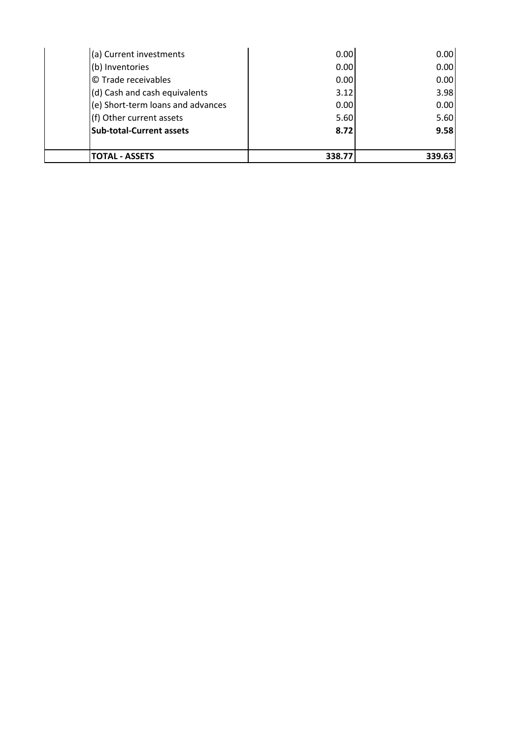| | | | |
|---|---|---|---|
| | (a) Current investments | 0.00 | 0.00 |
| | (b) Inventories | 0.00 | 0.00 |
| | © Trade receivables | 0.00 | 0.00 |
| | (d) Cash and cash equivalents | 3.12 | 3.98 |
| | (e) Short-term loans and advances | 0.00 | 0.00 |
| | (f) Other current assets | 5.60 | 5.60 |
| | **Sub-total-Current assets** | **8.72** | **9.58** |
| | | | |
| | **TOTAL - ASSETS** | **338.77** | **339.63** |